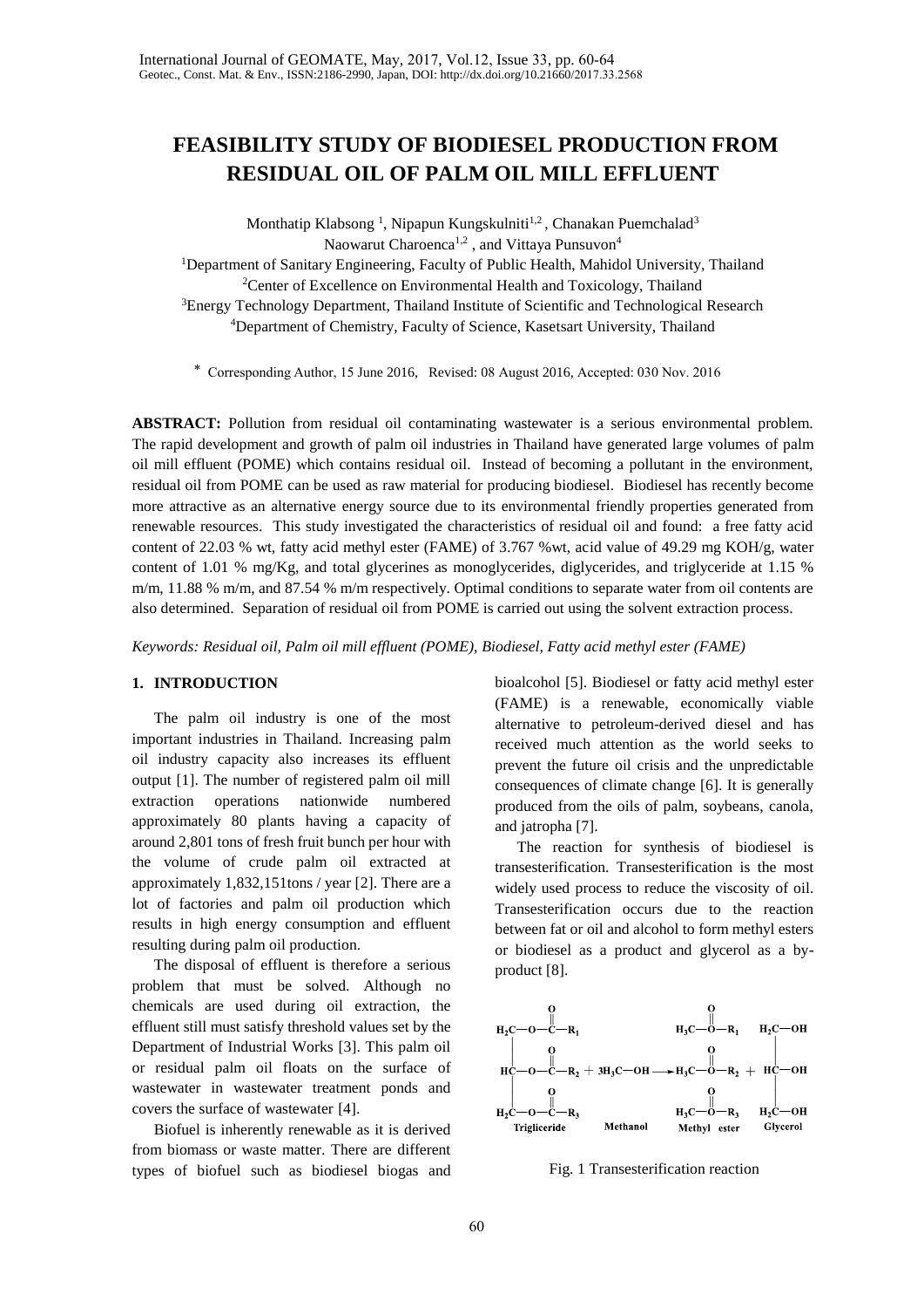# FEASIBILITY STUDY OF BIODIESEL PRODUCTION FROM RESIDUAL OIL OF PALM OIL MILL EFFLUENT

Monthatip Klabsong [1], Nipapun Kungskulniti[1,2], Chanakan Puemchalad[3]
Naowarut Charoenca[1,2], and Vittaya Punsuvon[4]

[1]Department of Sanitary Engineering, Faculty of Public Health, Mahidol University, Thailand
[2]Center of Excellence on Environmental Health and Toxicology, Thailand
[3]Energy Technology Department, Thailand Institute of Scientific and Technological Research
[4]Department of Chemistry, Faculty of Science, Kasetsart University, Thailand

\* Corresponding Author, 15 June 2016, Revised: 08 August 2016, Accepted: 030 Nov. 2016

**ABSTRACT:** Pollution from residual oil contaminating wastewater is a serious environmental problem. The rapid development and growth of palm oil industries in Thailand have generated large volumes of palm oil mill effluent (POME) which contains residual oil. Instead of becoming a pollutant in the environment, residual oil from POME can be used as raw material for producing biodiesel. Biodiesel has recently become more attractive as an alternative energy source due to its environmental friendly properties generated from renewable resources. This study investigated the characteristics of residual oil and found: a free fatty acid content of 22.03 % wt, fatty acid methyl ester (FAME) of 3.767 %wt, acid value of 49.29 mg KOH/g, water content of 1.01 % mg/Kg, and total glycerines as monoglycerides, diglycerides, and triglyceride at 1.15 % m/m, 11.88 % m/m, and 87.54 % m/m respectively. Optimal conditions to separate water from oil contents are also determined. Separation of residual oil from POME is carried out using the solvent extraction process.

*Keywords: Residual oil, Palm oil mill effluent (POME), Biodiesel, Fatty acid methyl ester (FAME)*

## 1. INTRODUCTION

The palm oil industry is one of the most important industries in Thailand. Increasing palm oil industry capacity also increases its effluent output [1]. The number of registered palm oil mill extraction operations nationwide numbered approximately 80 plants having a capacity of around 2,801 tons of fresh fruit bunch per hour with the volume of crude palm oil extracted at approximately 1,832,151tons / year [2]. There are a lot of factories and palm oil production which results in high energy consumption and effluent resulting during palm oil production.

The disposal of effluent is therefore a serious problem that must be solved. Although no chemicals are used during oil extraction, the effluent still must satisfy threshold values set by the Department of Industrial Works [3]. This palm oil or residual palm oil floats on the surface of wastewater in wastewater treatment ponds and covers the surface of wastewater [4].

Biofuel is inherently renewable as it is derived from biomass or waste matter. There are different types of biofuel such as biodiesel biogas and bioalcohol [5]. Biodiesel or fatty acid methyl ester (FAME) is a renewable, economically viable alternative to petroleum-derived diesel and has received much attention as the world seeks to prevent the future oil crisis and the unpredictable consequences of climate change [6]. It is generally produced from the oils of palm, soybeans, canola, and jatropha [7].

The reaction for synthesis of biodiesel is transesterification. Transesterification is the most widely used process to reduce the viscosity of oil. Transesterification occurs due to the reaction between fat or oil and alcohol to form methyl esters or biodiesel as a product and glycerol as a by-product [8].

Triglyceride + $3H_3C-OH$ (Methanol) → Methyl ester + Glycerol

Fig. 1 Transesterification reaction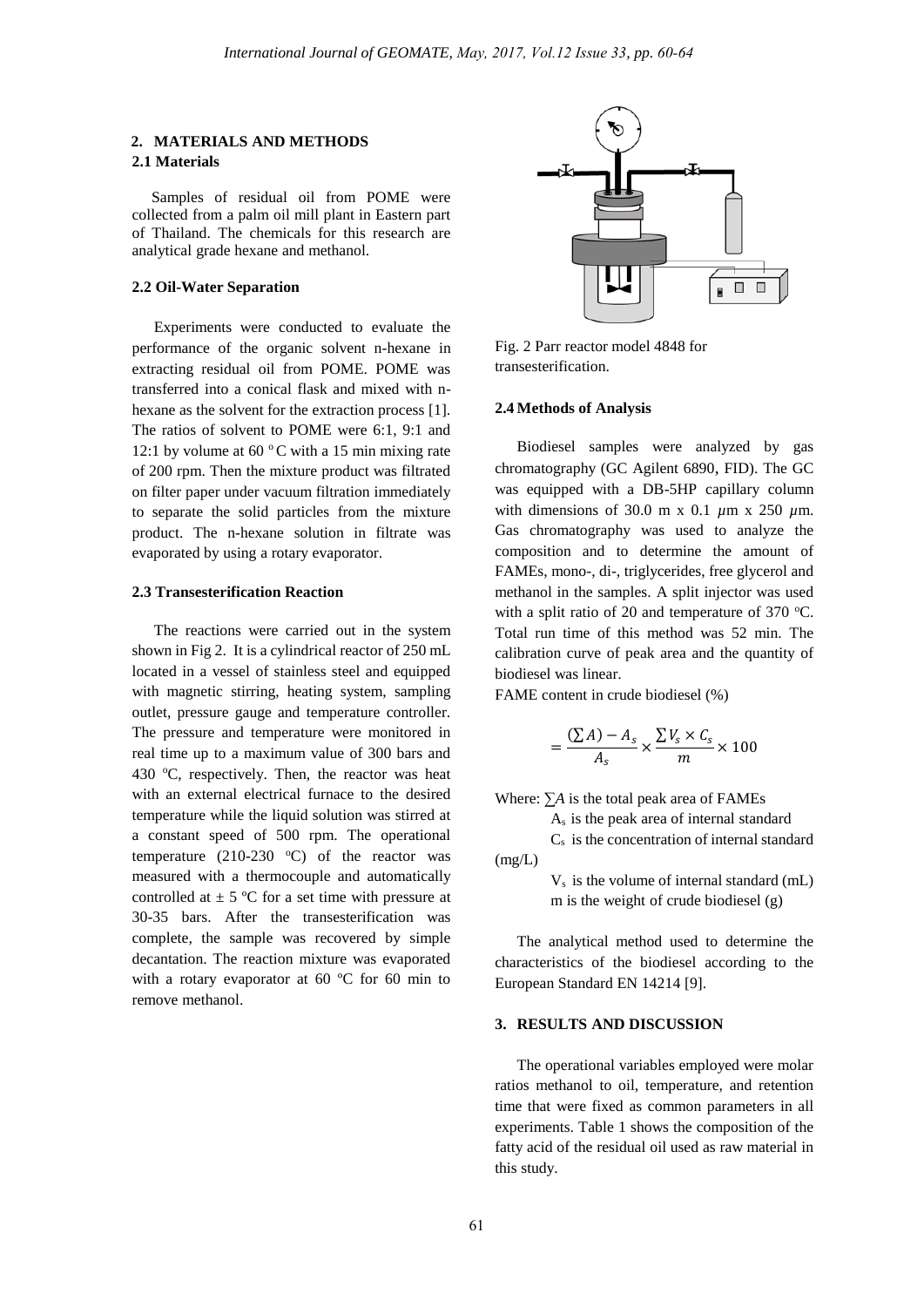## 2. MATERIALS AND METHODS

### 2.1 Materials

Samples of residual oil from POME were collected from a palm oil mill plant in Eastern part of Thailand. The chemicals for this research are analytical grade hexane and methanol.

### 2.2 Oil-Water Separation

Experiments were conducted to evaluate the performance of the organic solvent n-hexane in extracting residual oil from POME. POME was transferred into a conical flask and mixed with n-hexane as the solvent for the extraction process [1]. The ratios of solvent to POME were 6:1, 9:1 and 12:1 by volume at 60 °C with a 15 min mixing rate of 200 rpm. Then the mixture product was filtrated on filter paper under vacuum filtration immediately to separate the solid particles from the mixture product. The n-hexane solution in filtrate was evaporated by using a rotary evaporator.

### 2.3 Transesterification Reaction

The reactions were carried out in the system shown in Fig 2. It is a cylindrical reactor of 250 mL located in a vessel of stainless steel and equipped with magnetic stirring, heating system, sampling outlet, pressure gauge and temperature controller. The pressure and temperature were monitored in real time up to a maximum value of 300 bars and 430 °C, respectively. Then, the reactor was heat with an external electrical furnace to the desired temperature while the liquid solution was stirred at a constant speed of 500 rpm. The operational temperature (210-230 °C) of the reactor was measured with a thermocouple and automatically controlled at ± 5 °C for a set time with pressure at 30-35 bars. After the transesterification was complete, the sample was recovered by simple decantation. The reaction mixture was evaporated with a rotary evaporator at 60 °C for 60 min to remove methanol.

Fig. 2 Parr reactor model 4848 for transesterification.

### 2.4 Methods of Analysis

Biodiesel samples were analyzed by gas chromatography (GC Agilent 6890, FID). The GC was equipped with a DB-5HP capillary column with dimensions of 30.0 m x 0.1 $\mu$m x 250 $\mu$m. Gas chromatography was used to analyze the composition and to determine the amount of FAMEs, mono-, di-, triglycerides, free glycerol and methanol in the samples. A split injector was used with a split ratio of 20 and temperature of 370 °C. Total run time of this method was 52 min. The calibration curve of peak area and the quantity of biodiesel was linear.

FAME content in crude biodiesel (%)

$$= \frac{(\sum A) - A_s}{A_s} \times \frac{\sum V_s \times C_s}{m} \times 100$$

Where: $\sum A$ is the total peak area of FAMEs

$A_s$ is the peak area of internal standard

$C_s$ is the concentration of internal standard (mg/L)

$V_s$ is the volume of internal standard (mL)

m is the weight of crude biodiesel (g)

The analytical method used to determine the characteristics of the biodiesel according to the European Standard EN 14214 [9].

## 3. RESULTS AND DISCUSSION

The operational variables employed were molar ratios methanol to oil, temperature, and retention time that were fixed as common parameters in all experiments. Table 1 shows the composition of the fatty acid of the residual oil used as raw material in this study.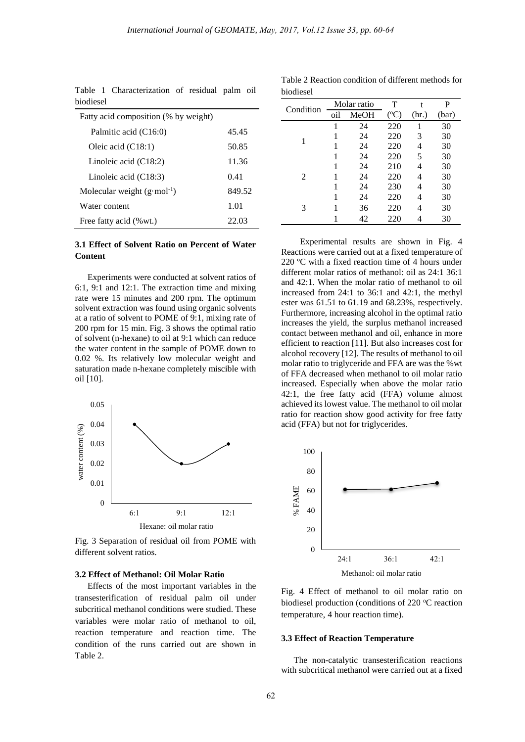Table 1 Characterization of residual palm oil biodiesel

| | |
|---|---|
| Fatty acid composition (% by weight) | |
| Palmitic acid (C16:0) | 45.45 |
| Oleic acid (C18:1) | 50.85 |
| Linoleic acid (C18:2) | 11.36 |
| Linoleic acid (C18:3) | 0.41 |
| Molecular weight ($g \cdot mol^{-1}$) | 849.52 |
| Water content | 1.01 |
| Free fatty acid (%wt.) | 22.03 |

### 3.1 Effect of Solvent Ratio on Percent of Water Content

Experiments were conducted at solvent ratios of 6:1, 9:1 and 12:1. The extraction time and mixing rate were 15 minutes and 200 rpm. The optimum solvent extraction was found using organic solvents at a ratio of solvent to POME of 9:1, mixing rate of 200 rpm for 15 min. Fig. 3 shows the optimal ratio of solvent (n-hexane) to oil at 9:1 which can reduce the water content in the sample of POME down to 0.02 %. Its relatively low molecular weight and saturation made n-hexane completely miscible with oil [10].

Fig. 3 Separation of residual oil from POME with different solvent ratios.

### 3.2 Effect of Methanol: Oil Molar Ratio

Effects of the most important variables in the transesterification of residual palm oil under subcritical methanol conditions were studied. These variables were molar ratio of methanol to oil, reaction temperature and reaction time. The condition of the runs carried out are shown in Table 2.

Table 2 Reaction condition of different methods for biodiesel

| Condition | Molar ratio | | T | t | P |
|---|---|---|---|---|---|
| | oil | MeOH | (°C) | (hr.) | (bar) |
| 1 | 1 | 24 | 220 | 1 | 30 |
| | 1 | 24 | 220 | 3 | 30 |
| | 1 | 24 | 220 | 4 | 30 |
| | 1 | 24 | 220 | 5 | 30 |
| 2 | 1 | 24 | 210 | 4 | 30 |
| | 1 | 24 | 220 | 4 | 30 |
| | 1 | 24 | 230 | 4 | 30 |
| 3 | 1 | 24 | 220 | 4 | 30 |
| | 1 | 36 | 220 | 4 | 30 |
| | 1 | 42 | 220 | 4 | 30 |

Experimental results are shown in Fig. 4 Reactions were carried out at a fixed temperature of 220 °C with a fixed reaction time of 4 hours under different molar ratios of methanol: oil as 24:1 36:1 and 42:1. When the molar ratio of methanol to oil increased from 24:1 to 36:1 and 42:1, the methyl ester was 61.51 to 61.19 and 68.23%, respectively. Furthermore, increasing alcohol in the optimal ratio increases the yield, the surplus methanol increased contact between methanol and oil, enhance in more efficient to reaction [11]. But also increases cost for alcohol recovery [12]. The results of methanol to oil molar ratio to triglyceride and FFA are was the %wt of FFA decreased when methanol to oil molar ratio increased. Especially when above the molar ratio 42:1, the free fatty acid (FFA) volume almost achieved its lowest value. The methanol to oil molar ratio for reaction show good activity for free fatty acid (FFA) but not for triglycerides.

Fig. 4 Effect of methanol to oil molar ratio on biodiesel production (conditions of 220 °C reaction temperature, 4 hour reaction time).

### 3.3 Effect of Reaction Temperature

The non-catalytic transesterification reactions with subcritical methanol were carried out at a fixed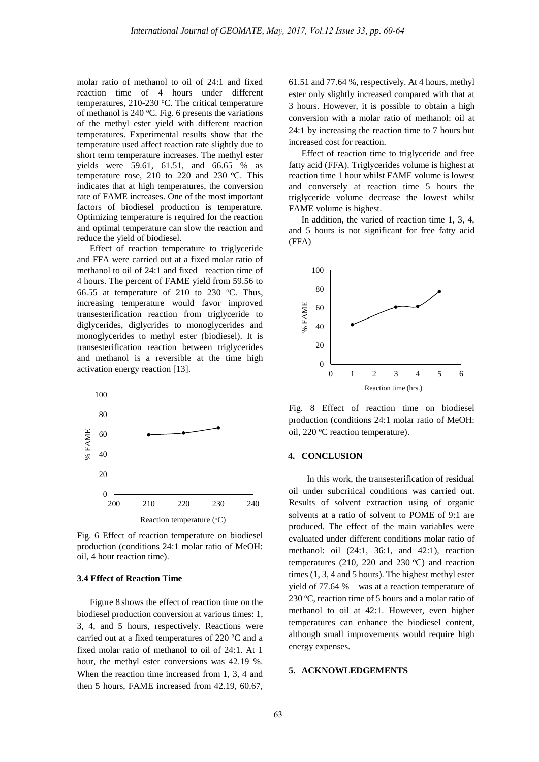molar ratio of methanol to oil of 24:1 and fixed reaction time of 4 hours under different temperatures, 210-230 °C. The critical temperature of methanol is 240 °C. Fig. 6 presents the variations of the methyl ester yield with different reaction temperatures. Experimental results show that the temperature used affect reaction rate slightly due to short term temperature increases. The methyl ester yields were 59.61, 61.51, and 66.65 % as temperature rose, 210 to 220 and 230 °C. This indicates that at high temperatures, the conversion rate of FAME increases. One of the most important factors of biodiesel production is temperature. Optimizing temperature is required for the reaction and optimal temperature can slow the reaction and reduce the yield of biodiesel.

Effect of reaction temperature to triglyceride and FFA were carried out at a fixed molar ratio of methanol to oil of 24:1 and fixed reaction time of 4 hours. The percent of FAME yield from 59.56 to 66.55 at temperature of 210 to 230 °C. Thus, increasing temperature would favor improved transesterification reaction from triglyceride to diglycerides, diglycrides to monoglycerides and monoglycerides to methyl ester (biodiesel). It is transesterification reaction between triglycerides and methanol is a reversible at the time high activation energy reaction [13].

Fig. 6 Effect of reaction temperature on biodiesel production (conditions 24:1 molar ratio of MeOH: oil, 4 hour reaction time).

### 3.4 Effect of Reaction Time

Figure 8 shows the effect of reaction time on the biodiesel production conversion at various times: 1, 3, 4, and 5 hours, respectively. Reactions were carried out at a fixed temperatures of 220 °C and a fixed molar ratio of methanol to oil of 24:1. At 1 hour, the methyl ester conversions was 42.19 %. When the reaction time increased from 1, 3, 4 and then 5 hours, FAME increased from 42.19, 60.67, 61.51 and 77.64 %, respectively. At 4 hours, methyl ester only slightly increased compared with that at 3 hours. However, it is possible to obtain a high conversion with a molar ratio of methanol: oil at 24:1 by increasing the reaction time to 7 hours but increased cost for reaction.

Effect of reaction time to triglyceride and free fatty acid (FFA). Triglycerides volume is highest at reaction time 1 hour whilst FAME volume is lowest and conversely at reaction time 5 hours the triglyceride volume decrease the lowest whilst FAME volume is highest.

In addition, the varied of reaction time 1, 3, 4, and 5 hours is not significant for free fatty acid (FFA)

Fig. 8 Effect of reaction time on biodiesel production (conditions 24:1 molar ratio of MeOH: oil, 220 °C reaction temperature).

## 4. CONCLUSION

In this work, the transesterification of residual oil under subcritical conditions was carried out. Results of solvent extraction using of organic solvents at a ratio of solvent to POME of 9:1 are produced. The effect of the main variables were evaluated under different conditions molar ratio of methanol: oil (24:1, 36:1, and 42:1), reaction temperatures (210, 220 and 230 °C) and reaction times (1, 3, 4 and 5 hours). The highest methyl ester yield of 77.64 % was at a reaction temperature of 230 °C, reaction time of 5 hours and a molar ratio of methanol to oil at 42:1. However, even higher temperatures can enhance the biodiesel content, although small improvements would require high energy expenses.

## 5. ACKNOWLEDGEMENTS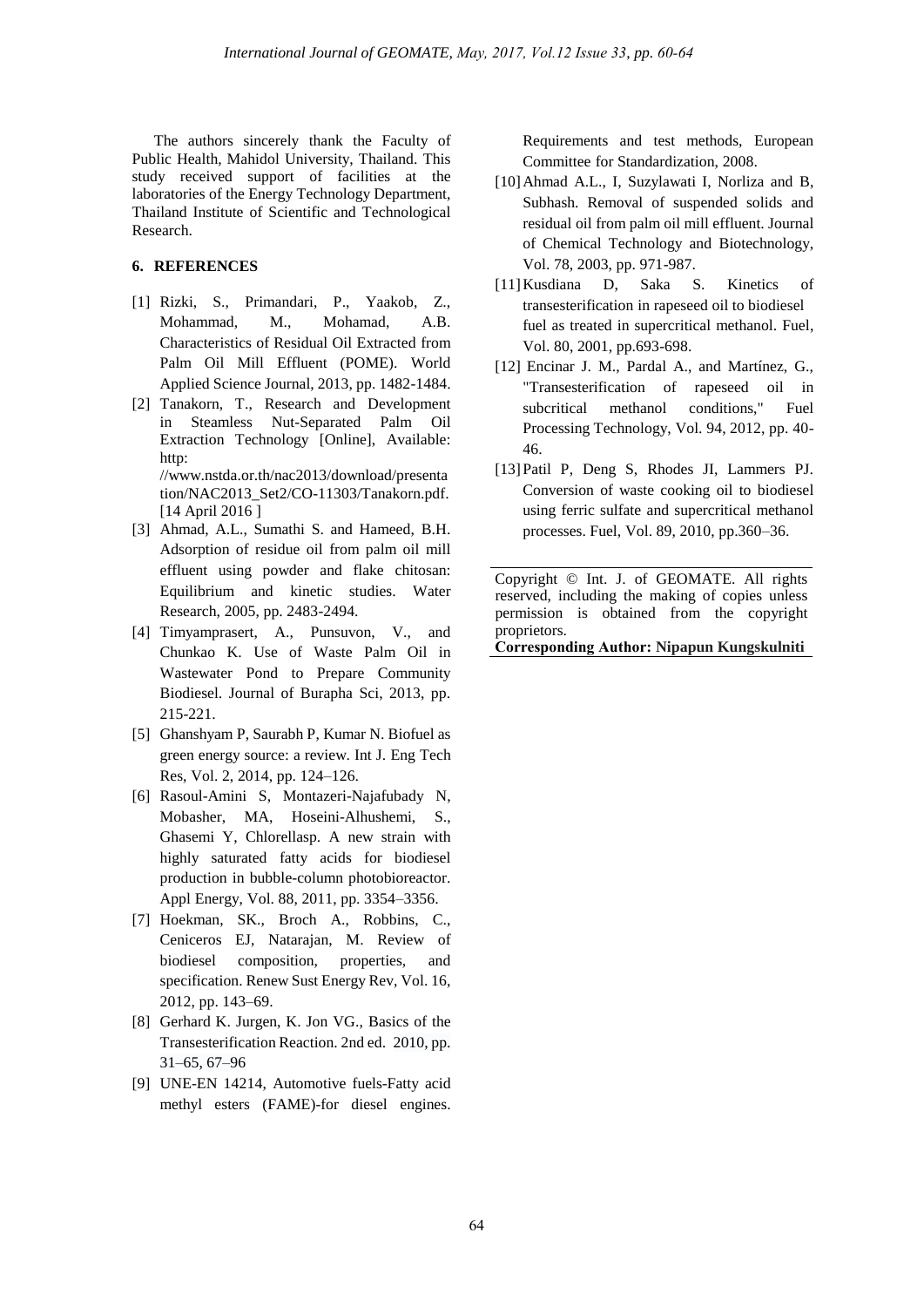The authors sincerely thank the Faculty of Public Health, Mahidol University, Thailand. This study received support of facilities at the laboratories of the Energy Technology Department, Thailand Institute of Scientific and Technological Research.

## 6. REFERENCES

[1] Rizki, S., Primandari, P., Yaakob, Z., Mohammad, M., Mohamad, A.B. Characteristics of Residual Oil Extracted from Palm Oil Mill Effluent (POME). World Applied Science Journal, 2013, pp. 1482-1484.

[2] Tanakorn, T., Research and Development in Steamless Nut-Separated Palm Oil Extraction Technology [Online], Available: http: //www.nstda.or.th/nac2013/download/presentation/NAC2013_Set2/CO-11303/Tanakorn.pdf. [14 April 2016 ]

[3] Ahmad, A.L., Sumathi S. and Hameed, B.H. Adsorption of residue oil from palm oil mill effluent using powder and flake chitosan: Equilibrium and kinetic studies. Water Research, 2005, pp. 2483-2494.

[4] Timyamprasert, A., Punsuvon, V., and Chunkao K. Use of Waste Palm Oil in Wastewater Pond to Prepare Community Biodiesel. Journal of Burapha Sci, 2013, pp. 215-221.

[5] Ghanshyam P, Saurabh P, Kumar N. Biofuel as green energy source: a review. Int J. Eng Tech Res, Vol. 2, 2014, pp. 124–126.

[6] Rasoul-Amini S, Montazeri-Najafubady N, Mobasher, MA, Hoseini-Alhushemi, S., Ghasemi Y, Chlorellasp. A new strain with highly saturated fatty acids for biodiesel production in bubble-column photobioreactor. Appl Energy, Vol. 88, 2011, pp. 3354–3356.

[7] Hoekman, SK., Broch A., Robbins, C., Ceniceros EJ, Natarajan, M. Review of biodiesel composition, properties, and specification. Renew Sust Energy Rev, Vol. 16, 2012, pp. 143–69.

[8] Gerhard K. Jurgen, K. Jon VG., Basics of the Transesterification Reaction. 2nd ed. 2010, pp. 31–65, 67–96

[9] UNE-EN 14214, Automotive fuels-Fatty acid methyl esters (FAME)-for diesel engines. Requirements and test methods, European Committee for Standardization, 2008.

[10] Ahmad A.L., I, Suzylawati I, Norliza and B, Subhash. Removal of suspended solids and residual oil from palm oil mill effluent. Journal of Chemical Technology and Biotechnology, Vol. 78, 2003, pp. 971-987.

[11] Kusdiana D, Saka S. Kinetics of transesterification in rapeseed oil to biodiesel fuel as treated in supercritical methanol. Fuel, Vol. 80, 2001, pp.693-698.

[12] Encinar J. M., Pardal A., and Martínez, G., "Transesterification of rapeseed oil in subcritical methanol conditions," Fuel Processing Technology, Vol. 94, 2012, pp. 40-46.

[13] Patil P, Deng S, Rhodes JI, Lammers PJ. Conversion of waste cooking oil to biodiesel using ferric sulfate and supercritical methanol processes. Fuel, Vol. 89, 2010, pp.360–36.

Copyright © Int. J. of GEOMATE. All rights reserved, including the making of copies unless permission is obtained from the copyright proprietors.

**Corresponding Author: Nipapun Kungskulniti**